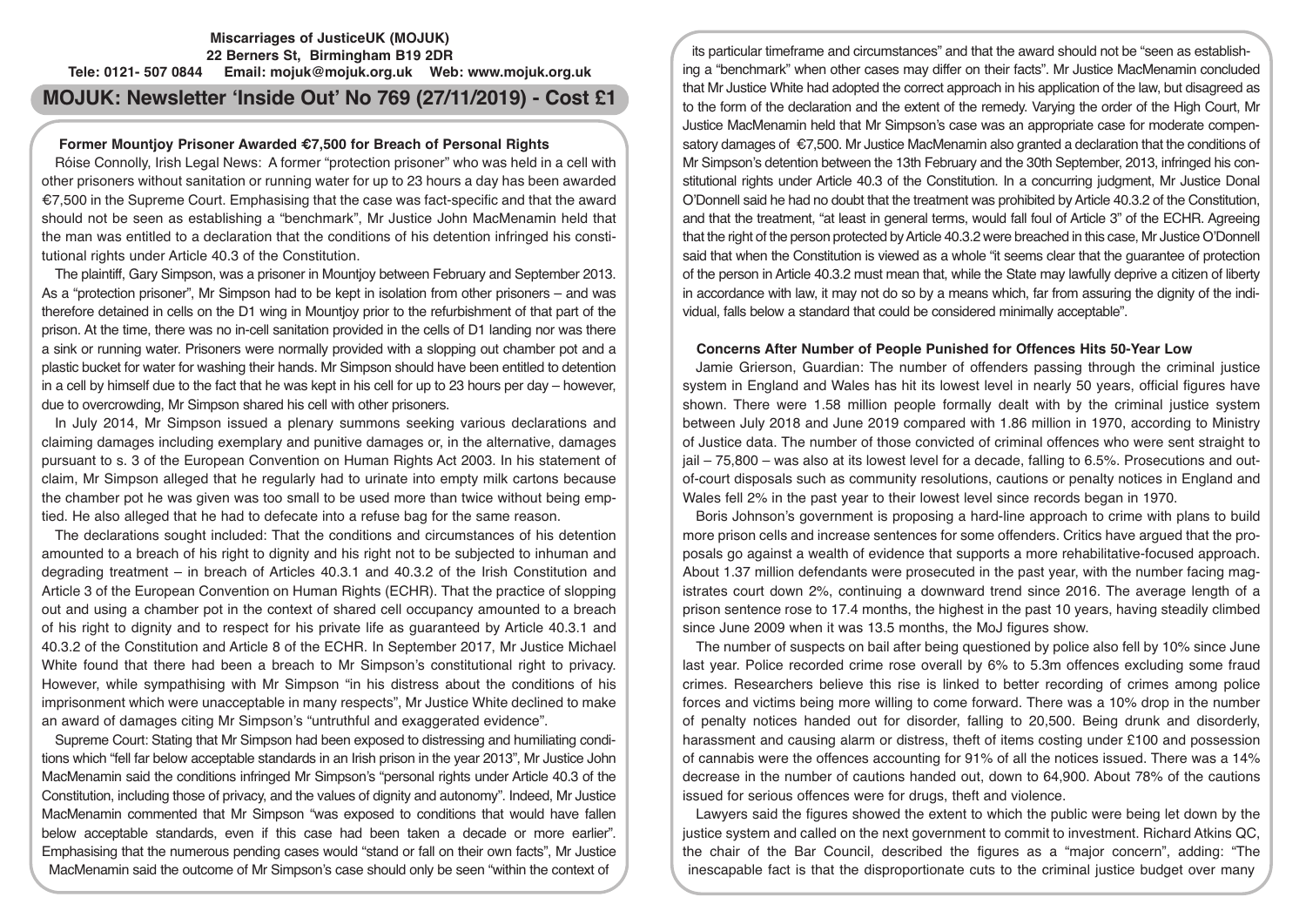**Miscarriages of JusticeUK (MOJUK)**
**22 Berners St, Birmingham B19 2DR**
**Tele: 0121- 507 0844 Email: mojuk@mojuk.org.uk Web: www.mojuk.org.uk**

# MOJUK: Newsletter 'Inside Out' No 769 (27/11/2019) - Cost £1

## Former Mountjoy Prisoner Awarded €7,500 for Breach of Personal Rights

Róise Connolly, Irish Legal News: A former "protection prisoner" who was held in a cell with other prisoners without sanitation or running water for up to 23 hours a day has been awarded €7,500 in the Supreme Court. Emphasising that the case was fact-specific and that the award should not be seen as establishing a "benchmark", Mr Justice John MacMenamin held that the man was entitled to a declaration that the conditions of his detention infringed his constitutional rights under Article 40.3 of the Constitution.

The plaintiff, Gary Simpson, was a prisoner in Mountjoy between February and September 2013. As a "protection prisoner", Mr Simpson had to be kept in isolation from other prisoners – and was therefore detained in cells on the D1 wing in Mountjoy prior to the refurbishment of that part of the prison. At the time, there was no in-cell sanitation provided in the cells of D1 landing nor was there a sink or running water. Prisoners were normally provided with a slopping out chamber pot and a plastic bucket for water for washing their hands. Mr Simpson should have been entitled to detention in a cell by himself due to the fact that he was kept in his cell for up to 23 hours per day – however, due to overcrowding, Mr Simpson shared his cell with other prisoners.

In July 2014, Mr Simpson issued a plenary summons seeking various declarations and claiming damages including exemplary and punitive damages or, in the alternative, damages pursuant to s. 3 of the European Convention on Human Rights Act 2003. In his statement of claim, Mr Simpson alleged that he regularly had to urinate into empty milk cartons because the chamber pot he was given was too small to be used more than twice without being emptied. He also alleged that he had to defecate into a refuse bag for the same reason.

The declarations sought included: That the conditions and circumstances of his detention amounted to a breach of his right to dignity and his right not to be subjected to inhuman and degrading treatment – in breach of Articles 40.3.1 and 40.3.2 of the Irish Constitution and Article 3 of the European Convention on Human Rights (ECHR). That the practice of slopping out and using a chamber pot in the context of shared cell occupancy amounted to a breach of his right to dignity and to respect for his private life as guaranteed by Article 40.3.1 and 40.3.2 of the Constitution and Article 8 of the ECHR. In September 2017, Mr Justice Michael White found that there had been a breach to Mr Simpson's constitutional right to privacy. However, while sympathising with Mr Simpson "in his distress about the conditions of his imprisonment which were unacceptable in many respects", Mr Justice White declined to make an award of damages citing Mr Simpson's "untruthful and exaggerated evidence".

Supreme Court: Stating that Mr Simpson had been exposed to distressing and humiliating conditions which "fell far below acceptable standards in an Irish prison in the year 2013", Mr Justice John MacMenamin said the conditions infringed Mr Simpson's "personal rights under Article 40.3 of the Constitution, including those of privacy, and the values of dignity and autonomy". Indeed, Mr Justice MacMenamin commented that Mr Simpson "was exposed to conditions that would have fallen below acceptable standards, even if this case had been taken a decade or more earlier". Emphasising that the numerous pending cases would "stand or fall on their own facts", Mr Justice MacMenamin said the outcome of Mr Simpson's case should only be seen "within the context of its particular timeframe and circumstances" and that the award should not be "seen as establishing a "benchmark" when other cases may differ on their facts". Mr Justice MacMenamin concluded that Mr Justice White had adopted the correct approach in his application of the law, but disagreed as to the form of the declaration and the extent of the remedy. Varying the order of the High Court, Mr Justice MacMenamin held that Mr Simpson's case was an appropriate case for moderate compensatory damages of €7,500. Mr Justice MacMenamin also granted a declaration that the conditions of Mr Simpson's detention between the 13th February and the 30th September, 2013, infringed his constitutional rights under Article 40.3 of the Constitution. In a concurring judgment, Mr Justice Donal O'Donnell said he had no doubt that the treatment was prohibited by Article 40.3.2 of the Constitution, and that the treatment, "at least in general terms, would fall foul of Article 3" of the ECHR. Agreeing that the right of the person protected by Article 40.3.2 were breached in this case, Mr Justice O'Donnell said that when the Constitution is viewed as a whole "it seems clear that the guarantee of protection of the person in Article 40.3.2 must mean that, while the State may lawfully deprive a citizen of liberty in accordance with law, it may not do so by a means which, far from assuring the dignity of the individual, falls below a standard that could be considered minimally acceptable".

## Concerns After Number of People Punished for Offences Hits 50-Year Low

Jamie Grierson, Guardian: The number of offenders passing through the criminal justice system in England and Wales has hit its lowest level in nearly 50 years, official figures have shown. There were 1.58 million people formally dealt with by the criminal justice system between July 2018 and June 2019 compared with 1.86 million in 1970, according to Ministry of Justice data. The number of those convicted of criminal offences who were sent straight to jail – 75,800 – was also at its lowest level for a decade, falling to 6.5%. Prosecutions and out-of-court disposals such as community resolutions, cautions or penalty notices in England and Wales fell 2% in the past year to their lowest level since records began in 1970.

Boris Johnson's government is proposing a hard-line approach to crime with plans to build more prison cells and increase sentences for some offenders. Critics have argued that the proposals go against a wealth of evidence that supports a more rehabilitative-focused approach. About 1.37 million defendants were prosecuted in the past year, with the number facing magistrates court down 2%, continuing a downward trend since 2016. The average length of a prison sentence rose to 17.4 months, the highest in the past 10 years, having steadily climbed since June 2009 when it was 13.5 months, the MoJ figures show.

The number of suspects on bail after being questioned by police also fell by 10% since June last year. Police recorded crime rose overall by 6% to 5.3m offences excluding some fraud crimes. Researchers believe this rise is linked to better recording of crimes among police forces and victims being more willing to come forward. There was a 10% drop in the number of penalty notices handed out for disorder, falling to 20,500. Being drunk and disorderly, harassment and causing alarm or distress, theft of items costing under £100 and possession of cannabis were the offences accounting for 91% of all the notices issued. There was a 14% decrease in the number of cautions handed out, down to 64,900. About 78% of the cautions issued for serious offences were for drugs, theft and violence.

Lawyers said the figures showed the extent to which the public were being let down by the justice system and called on the next government to commit to investment. Richard Atkins QC, the chair of the Bar Council, described the figures as a "major concern", adding: "The inescapable fact is that the disproportionate cuts to the criminal justice budget over many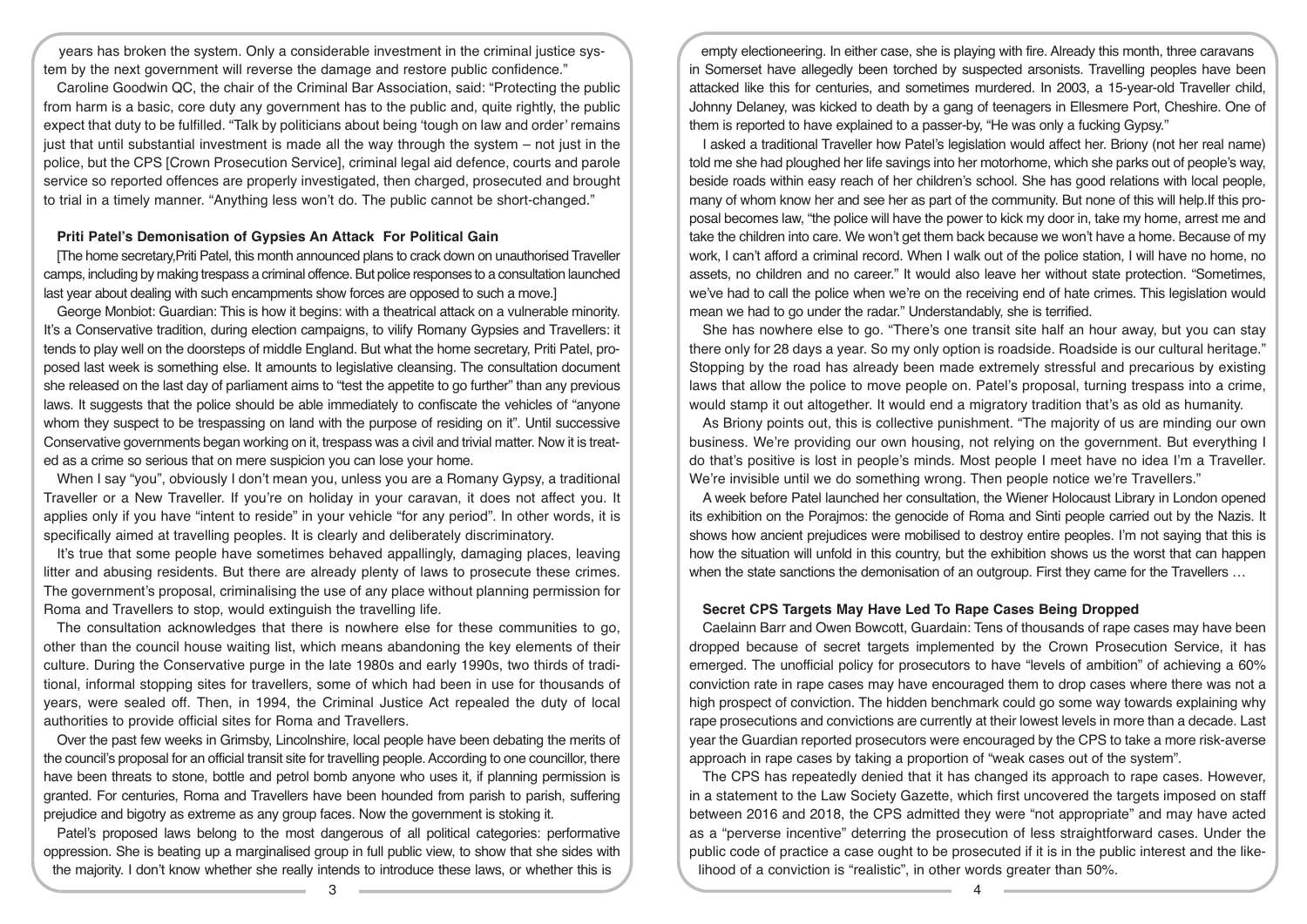years has broken the system. Only a considerable investment in the criminal justice system by the next government will reverse the damage and restore public confidence."

Caroline Goodwin QC, the chair of the Criminal Bar Association, said: "Protecting the public from harm is a basic, core duty any government has to the public and, quite rightly, the public expect that duty to be fulfilled. "Talk by politicians about being 'tough on law and order' remains just that until substantial investment is made all the way through the system – not just in the police, but the CPS [Crown Prosecution Service], criminal legal aid defence, courts and parole service so reported offences are properly investigated, then charged, prosecuted and brought to trial in a timely manner. "Anything less won't do. The public cannot be short-changed."

### Priti Patel's Demonisation of Gypsies An Attack For Political Gain

[The home secretary,Priti Patel, this month announced plans to crack down on unauthorised Traveller camps, including by making trespass a criminal offence. But police responses to a consultation launched last year about dealing with such encampments show forces are opposed to such a move.]

George Monbiot: Guardian: This is how it begins: with a theatrical attack on a vulnerable minority. It's a Conservative tradition, during election campaigns, to vilify Romany Gypsies and Travellers: it tends to play well on the doorsteps of middle England. But what the home secretary, Priti Patel, proposed last week is something else. It amounts to legislative cleansing. The consultation document she released on the last day of parliament aims to "test the appetite to go further" than any previous laws. It suggests that the police should be able immediately to confiscate the vehicles of "anyone whom they suspect to be trespassing on land with the purpose of residing on it". Until successive Conservative governments began working on it, trespass was a civil and trivial matter. Now it is treated as a crime so serious that on mere suspicion you can lose your home.

When I say "you", obviously I don't mean you, unless you are a Romany Gypsy, a traditional Traveller or a New Traveller. If you're on holiday in your caravan, it does not affect you. It applies only if you have "intent to reside" in your vehicle "for any period". In other words, it is specifically aimed at travelling peoples. It is clearly and deliberately discriminatory.

It's true that some people have sometimes behaved appallingly, damaging places, leaving litter and abusing residents. But there are already plenty of laws to prosecute these crimes. The government's proposal, criminalising the use of any place without planning permission for Roma and Travellers to stop, would extinguish the travelling life.

The consultation acknowledges that there is nowhere else for these communities to go, other than the council house waiting list, which means abandoning the key elements of their culture. During the Conservative purge in the late 1980s and early 1990s, two thirds of traditional, informal stopping sites for travellers, some of which had been in use for thousands of years, were sealed off. Then, in 1994, the Criminal Justice Act repealed the duty of local authorities to provide official sites for Roma and Travellers.

Over the past few weeks in Grimsby, Lincolnshire, local people have been debating the merits of the council's proposal for an official transit site for travelling people. According to one councillor, there have been threats to stone, bottle and petrol bomb anyone who uses it, if planning permission is granted. For centuries, Roma and Travellers have been hounded from parish to parish, suffering prejudice and bigotry as extreme as any group faces. Now the government is stoking it.

Patel's proposed laws belong to the most dangerous of all political categories: performative oppression. She is beating up a marginalised group in full public view, to show that she sides with the majority. I don't know whether she really intends to introduce these laws, or whether this is empty electioneering. In either case, she is playing with fire. Already this month, three caravans in Somerset have allegedly been torched by suspected arsonists. Travelling peoples have been attacked like this for centuries, and sometimes murdered. In 2003, a 15-year-old Traveller child, Johnny Delaney, was kicked to death by a gang of teenagers in Ellesmere Port, Cheshire. One of them is reported to have explained to a passer-by, "He was only a fucking Gypsy."

I asked a traditional Traveller how Patel's legislation would affect her. Briony (not her real name) told me she had ploughed her life savings into her motorhome, which she parks out of people's way, beside roads within easy reach of her children's school. She has good relations with local people, many of whom know her and see her as part of the community. But none of this will help.If this proposal becomes law, "the police will have the power to kick my door in, take my home, arrest me and take the children into care. We won't get them back because we won't have a home. Because of my work, I can't afford a criminal record. When I walk out of the police station, I will have no home, no assets, no children and no career." It would also leave her without state protection. "Sometimes, we've had to call the police when we're on the receiving end of hate crimes. This legislation would mean we had to go under the radar." Understandably, she is terrified.

She has nowhere else to go. "There's one transit site half an hour away, but you can stay there only for 28 days a year. So my only option is roadside. Roadside is our cultural heritage." Stopping by the road has already been made extremely stressful and precarious by existing laws that allow the police to move people on. Patel's proposal, turning trespass into a crime, would stamp it out altogether. It would end a migratory tradition that's as old as humanity.

As Briony points out, this is collective punishment. "The majority of us are minding our own business. We're providing our own housing, not relying on the government. But everything I do that's positive is lost in people's minds. Most people I meet have no idea I'm a Traveller. We're invisible until we do something wrong. Then people notice we're Travellers."

A week before Patel launched her consultation, the Wiener Holocaust Library in London opened its exhibition on the Porajmos: the genocide of Roma and Sinti people carried out by the Nazis. It shows how ancient prejudices were mobilised to destroy entire peoples. I'm not saying that this is how the situation will unfold in this country, but the exhibition shows us the worst that can happen when the state sanctions the demonisation of an outgroup. First they came for the Travellers …

### Secret CPS Targets May Have Led To Rape Cases Being Dropped

Caelainn Barr and Owen Bowcott, Guardian: Tens of thousands of rape cases may have been dropped because of secret targets implemented by the Crown Prosecution Service, it has emerged. The unofficial policy for prosecutors to have "levels of ambition" of achieving a 60% conviction rate in rape cases may have encouraged them to drop cases where there was not a high prospect of conviction. The hidden benchmark could go some way towards explaining why rape prosecutions and convictions are currently at their lowest levels in more than a decade. Last year the Guardian reported prosecutors were encouraged by the CPS to take a more risk-averse approach in rape cases by taking a proportion of "weak cases out of the system".

The CPS has repeatedly denied that it has changed its approach to rape cases. However, in a statement to the Law Society Gazette, which first uncovered the targets imposed on staff between 2016 and 2018, the CPS admitted they were "not appropriate" and may have acted as a "perverse incentive" deterring the prosecution of less straightforward cases. Under the public code of practice a case ought to be prosecuted if it is in the public interest and the likelihood of a conviction is "realistic", in other words greater than 50%.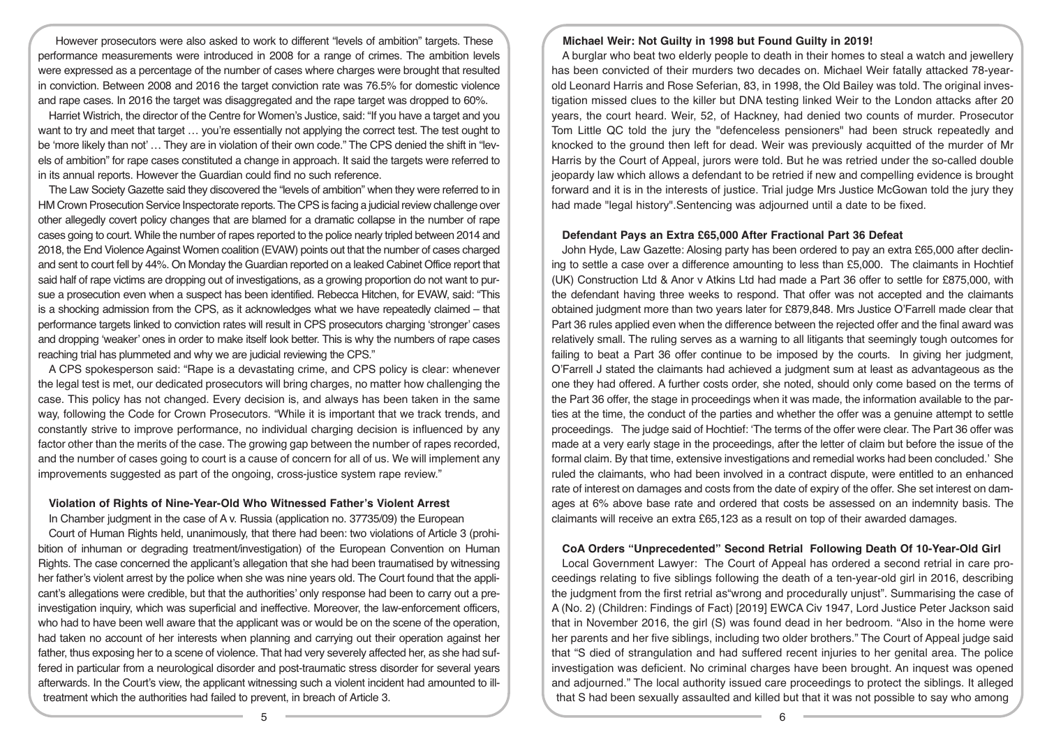However prosecutors were also asked to work to different "levels of ambition" targets. These performance measurements were introduced in 2008 for a range of crimes. The ambition levels were expressed as a percentage of the number of cases where charges were brought that resulted in conviction. Between 2008 and 2016 the target conviction rate was 76.5% for domestic violence and rape cases. In 2016 the target was disaggregated and the rape target was dropped to 60%.

Harriet Wistrich, the director of the Centre for Women's Justice, said: "If you have a target and you want to try and meet that target … you're essentially not applying the correct test. The test ought to be 'more likely than not' … They are in violation of their own code." The CPS denied the shift in "levels of ambition" for rape cases constituted a change in approach. It said the targets were referred to in its annual reports. However the Guardian could find no such reference.

The Law Society Gazette said they discovered the "levels of ambition" when they were referred to in HM Crown Prosecution Service Inspectorate reports. The CPS is facing a judicial review challenge over other allegedly covert policy changes that are blamed for a dramatic collapse in the number of rape cases going to court. While the number of rapes reported to the police nearly tripled between 2014 and 2018, the End Violence Against Women coalition (EVAW) points out that the number of cases charged and sent to court fell by 44%. On Monday the Guardian reported on a leaked Cabinet Office report that said half of rape victims are dropping out of investigations, as a growing proportion do not want to pursue a prosecution even when a suspect has been identified. Rebecca Hitchen, for EVAW, said: "This is a shocking admission from the CPS, as it acknowledges what we have repeatedly claimed – that performance targets linked to conviction rates will result in CPS prosecutors charging 'stronger' cases and dropping 'weaker' ones in order to make itself look better. This is why the numbers of rape cases reaching trial has plummeted and why we are judicial reviewing the CPS."

A CPS spokesperson said: "Rape is a devastating crime, and CPS policy is clear: whenever the legal test is met, our dedicated prosecutors will bring charges, no matter how challenging the case. This policy has not changed. Every decision is, and always has been taken in the same way, following the Code for Crown Prosecutors. "While it is important that we track trends, and constantly strive to improve performance, no individual charging decision is influenced by any factor other than the merits of the case. The growing gap between the number of rapes recorded, and the number of cases going to court is a cause of concern for all of us. We will implement any improvements suggested as part of the ongoing, cross-justice system rape review."

### Violation of Rights of Nine-Year-Old Who Witnessed Father's Violent Arrest

In Chamber judgment in the case of A v. Russia (application no. 37735/09) the European Court of Human Rights held, unanimously, that there had been: two violations of Article 3 (prohibition of inhuman or degrading treatment/investigation) of the European Convention on Human Rights. The case concerned the applicant's allegation that she had been traumatised by witnessing her father's violent arrest by the police when she was nine years old. The Court found that the applicant's allegations were credible, but that the authorities' only response had been to carry out a pre-investigation inquiry, which was superficial and ineffective. Moreover, the law-enforcement officers, who had to have been well aware that the applicant was or would be on the scene of the operation, had taken no account of her interests when planning and carrying out their operation against her father, thus exposing her to a scene of violence. That had very severely affected her, as she had suffered in particular from a neurological disorder and post-traumatic stress disorder for several years afterwards. In the Court's view, the applicant witnessing such a violent incident had amounted to ill-treatment which the authorities had failed to prevent, in breach of Article 3.

### Michael Weir: Not Guilty in 1998 but Found Guilty in 2019!

A burglar who beat two elderly people to death in their homes to steal a watch and jewellery has been convicted of their murders two decades on. Michael Weir fatally attacked 78-year-old Leonard Harris and Rose Seferian, 83, in 1998, the Old Bailey was told. The original investigation missed clues to the killer but DNA testing linked Weir to the London attacks after 20 years, the court heard. Weir, 52, of Hackney, had denied two counts of murder. Prosecutor Tom Little QC told the jury the "defenceless pensioners" had been struck repeatedly and knocked to the ground then left for dead. Weir was previously acquitted of the murder of Mr Harris by the Court of Appeal, jurors were told. But he was retried under the so-called double jeopardy law which allows a defendant to be retried if new and compelling evidence is brought forward and it is in the interests of justice. Trial judge Mrs Justice McGowan told the jury they had made "legal history".Sentencing was adjourned until a date to be fixed.

### Defendant Pays an Extra £65,000 After Fractional Part 36 Defeat

John Hyde, Law Gazette: Alosing party has been ordered to pay an extra £65,000 after declining to settle a case over a difference amounting to less than £5,000. The claimants in Hochtief (UK) Construction Ltd & Anor v Atkins Ltd had made a Part 36 offer to settle for £875,000, with the defendant having three weeks to respond. That offer was not accepted and the claimants obtained judgment more than two years later for £879,848. Mrs Justice O'Farrell made clear that Part 36 rules applied even when the difference between the rejected offer and the final award was relatively small. The ruling serves as a warning to all litigants that seemingly tough outcomes for failing to beat a Part 36 offer continue to be imposed by the courts. In giving her judgment, O'Farrell J stated the claimants had achieved a judgment sum at least as advantageous as the one they had offered. A further costs order, she noted, should only come based on the terms of the Part 36 offer, the stage in proceedings when it was made, the information available to the parties at the time, the conduct of the parties and whether the offer was a genuine attempt to settle proceedings. The judge said of Hochtief: 'The terms of the offer were clear. The Part 36 offer was made at a very early stage in the proceedings, after the letter of claim but before the issue of the formal claim. By that time, extensive investigations and remedial works had been concluded.' She ruled the claimants, who had been involved in a contract dispute, were entitled to an enhanced rate of interest on damages and costs from the date of expiry of the offer. She set interest on damages at 6% above base rate and ordered that costs be assessed on an indemnity basis. The claimants will receive an extra £65,123 as a result on top of their awarded damages.

### CoA Orders "Unprecedented" Second Retrial Following Death Of 10-Year-Old Girl

Local Government Lawyer: The Court of Appeal has ordered a second retrial in care proceedings relating to five siblings following the death of a ten-year-old girl in 2016, describing the judgment from the first retrial as"wrong and procedurally unjust". Summarising the case of A (No. 2) (Children: Findings of Fact) [2019] EWCA Civ 1947, Lord Justice Peter Jackson said that in November 2016, the girl (S) was found dead in her bedroom. "Also in the home were her parents and her five siblings, including two older brothers." The Court of Appeal judge said that "S died of strangulation and had suffered recent injuries to her genital area. The police investigation was deficient. No criminal charges have been brought. An inquest was opened and adjourned." The local authority issued care proceedings to protect the siblings. It alleged that S had been sexually assaulted and killed but that it was not possible to say who among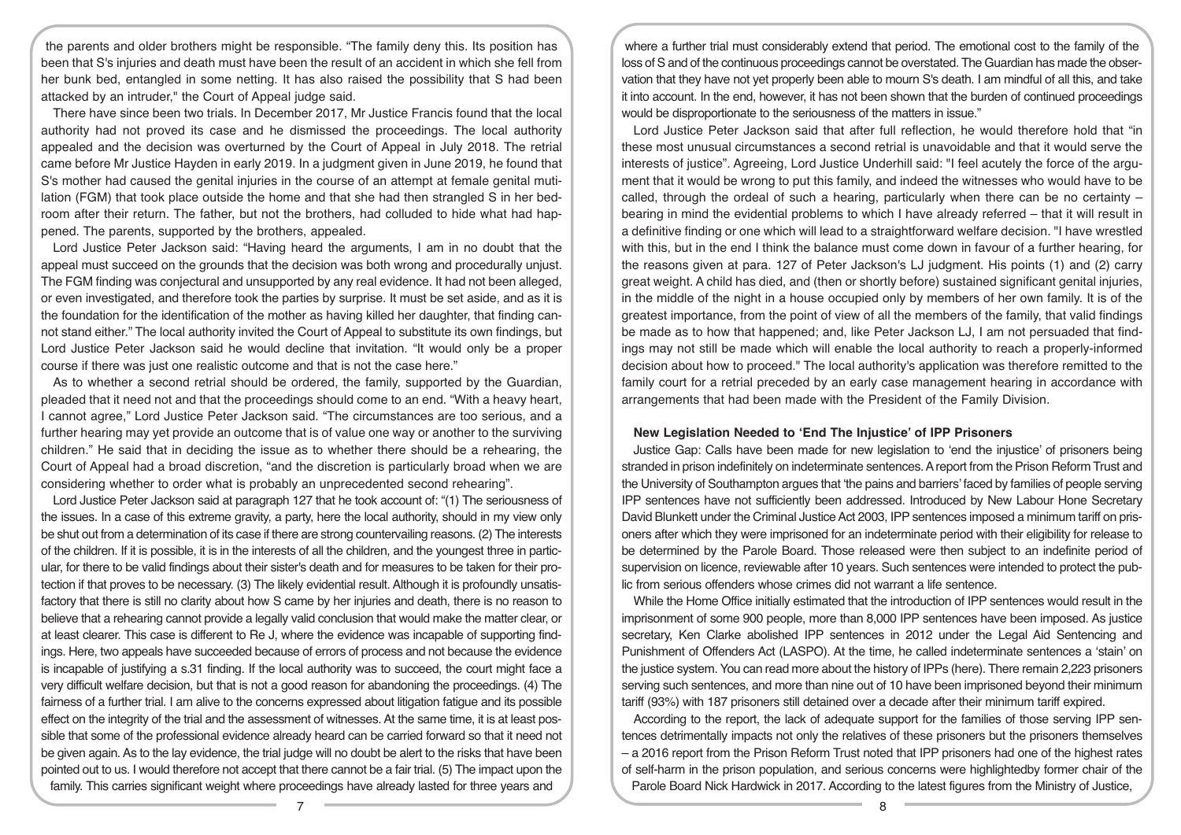the parents and older brothers might be responsible. "The family deny this. Its position has been that S's injuries and death must have been the result of an accident in which she fell from her bunk bed, entangled in some netting. It has also raised the possibility that S had been attacked by an intruder," the Court of Appeal judge said.

There have since been two trials. In December 2017, Mr Justice Francis found that the local authority had not proved its case and he dismissed the proceedings. The local authority appealed and the decision was overturned by the Court of Appeal in July 2018. The retrial came before Mr Justice Hayden in early 2019. In a judgment given in June 2019, he found that S's mother had caused the genital injuries in the course of an attempt at female genital mutilation (FGM) that took place outside the home and that she had then strangled S in her bedroom after their return. The father, but not the brothers, had colluded to hide what had happened. The parents, supported by the brothers, appealed.

Lord Justice Peter Jackson said: "Having heard the arguments, I am in no doubt that the appeal must succeed on the grounds that the decision was both wrong and procedurally unjust. The FGM finding was conjectural and unsupported by any real evidence. It had not been alleged, or even investigated, and therefore took the parties by surprise. It must be set aside, and as it is the foundation for the identification of the mother as having killed her daughter, that finding cannot stand either." The local authority invited the Court of Appeal to substitute its own findings, but Lord Justice Peter Jackson said he would decline that invitation. "It would only be a proper course if there was just one realistic outcome and that is not the case here."

As to whether a second retrial should be ordered, the family, supported by the Guardian, pleaded that it need not and that the proceedings should come to an end. "With a heavy heart, I cannot agree," Lord Justice Peter Jackson said. "The circumstances are too serious, and a further hearing may yet provide an outcome that is of value one way or another to the surviving children." He said that in deciding the issue as to whether there should be a rehearing, the Court of Appeal had a broad discretion, "and the discretion is particularly broad when we are considering whether to order what is probably an unprecedented second rehearing".

Lord Justice Peter Jackson said at paragraph 127 that he took account of: "(1) The seriousness of the issues. In a case of this extreme gravity, a party, here the local authority, should in my view only be shut out from a determination of its case if there are strong countervailing reasons. (2) The interests of the children. If it is possible, it is in the interests of all the children, and the youngest three in particular, for there to be valid findings about their sister's death and for measures to be taken for their protection if that proves to be necessary. (3) The likely evidential result. Although it is profoundly unsatisfactory that there is still no clarity about how S came by her injuries and death, there is no reason to believe that a rehearing cannot provide a legally valid conclusion that would make the matter clear, or at least clearer. This case is different to Re J, where the evidence was incapable of supporting findings. Here, two appeals have succeeded because of errors of process and not because the evidence is incapable of justifying a s.31 finding. If the local authority was to succeed, the court might face a very difficult welfare decision, but that is not a good reason for abandoning the proceedings. (4) The fairness of a further trial. I am alive to the concerns expressed about litigation fatigue and its possible effect on the integrity of the trial and the assessment of witnesses. At the same time, it is at least possible that some of the professional evidence already heard can be carried forward so that it need not be given again. As to the lay evidence, the trial judge will no doubt be alert to the risks that have been pointed out to us. I would therefore not accept that there cannot be a fair trial. (5) The impact upon the family. This carries significant weight where proceedings have already lasted for three years and where a further trial must considerably extend that period. The emotional cost to the family of the loss of S and of the continuous proceedings cannot be overstated. The Guardian has made the observation that they have not yet properly been able to mourn S's death. I am mindful of all this, and take it into account. In the end, however, it has not been shown that the burden of continued proceedings would be disproportionate to the seriousness of the matters in issue."

Lord Justice Peter Jackson said that after full reflection, he would therefore hold that "in these most unusual circumstances a second retrial is unavoidable and that it would serve the interests of justice". Agreeing, Lord Justice Underhill said: "I feel acutely the force of the argument that it would be wrong to put this family, and indeed the witnesses who would have to be called, through the ordeal of such a hearing, particularly when there can be no certainty – bearing in mind the evidential problems to which I have already referred – that it will result in a definitive finding or one which will lead to a straightforward welfare decision. "I have wrestled with this, but in the end I think the balance must come down in favour of a further hearing, for the reasons given at para. 127 of Peter Jackson's LJ judgment. His points (1) and (2) carry great weight. A child has died, and (then or shortly before) sustained significant genital injuries, in the middle of the night in a house occupied only by members of her own family. It is of the greatest importance, from the point of view of all the members of the family, that valid findings be made as to how that happened; and, like Peter Jackson LJ, I am not persuaded that findings may not still be made which will enable the local authority to reach a properly-informed decision about how to proceed." The local authority's application was therefore remitted to the family court for a retrial preceded by an early case management hearing in accordance with arrangements that had been made with the President of the Family Division.

## New Legislation Needed to 'End The Injustice' of IPP Prisoners

Justice Gap: Calls have been made for new legislation to 'end the injustice' of prisoners being stranded in prison indefinitely on indeterminate sentences. A report from the Prison Reform Trust and the University of Southampton argues that 'the pains and barriers' faced by families of people serving IPP sentences have not sufficiently been addressed. Introduced by New Labour Hone Secretary David Blunkett under the Criminal Justice Act 2003, IPP sentences imposed a minimum tariff on prisoners after which they were imprisoned for an indeterminate period with their eligibility for release to be determined by the Parole Board. Those released were then subject to an indefinite period of supervision on licence, reviewable after 10 years. Such sentences were intended to protect the public from serious offenders whose crimes did not warrant a life sentence.

While the Home Office initially estimated that the introduction of IPP sentences would result in the imprisonment of some 900 people, more than 8,000 IPP sentences have been imposed. As justice secretary, Ken Clarke abolished IPP sentences in 2012 under the Legal Aid Sentencing and Punishment of Offenders Act (LASPO). At the time, he called indeterminate sentences a 'stain' on the justice system. You can read more about the history of IPPs (here). There remain 2,223 prisoners serving such sentences, and more than nine out of 10 have been imprisoned beyond their minimum tariff (93%) with 187 prisoners still detained over a decade after their minimum tariff expired.

According to the report, the lack of adequate support for the families of those serving IPP sentences detrimentally impacts not only the relatives of these prisoners but the prisoners themselves – a 2016 report from the Prison Reform Trust noted that IPP prisoners had one of the highest rates of self-harm in the prison population, and serious concerns were highlightedby former chair of the Parole Board Nick Hardwick in 2017. According to the latest figures from the Ministry of Justice,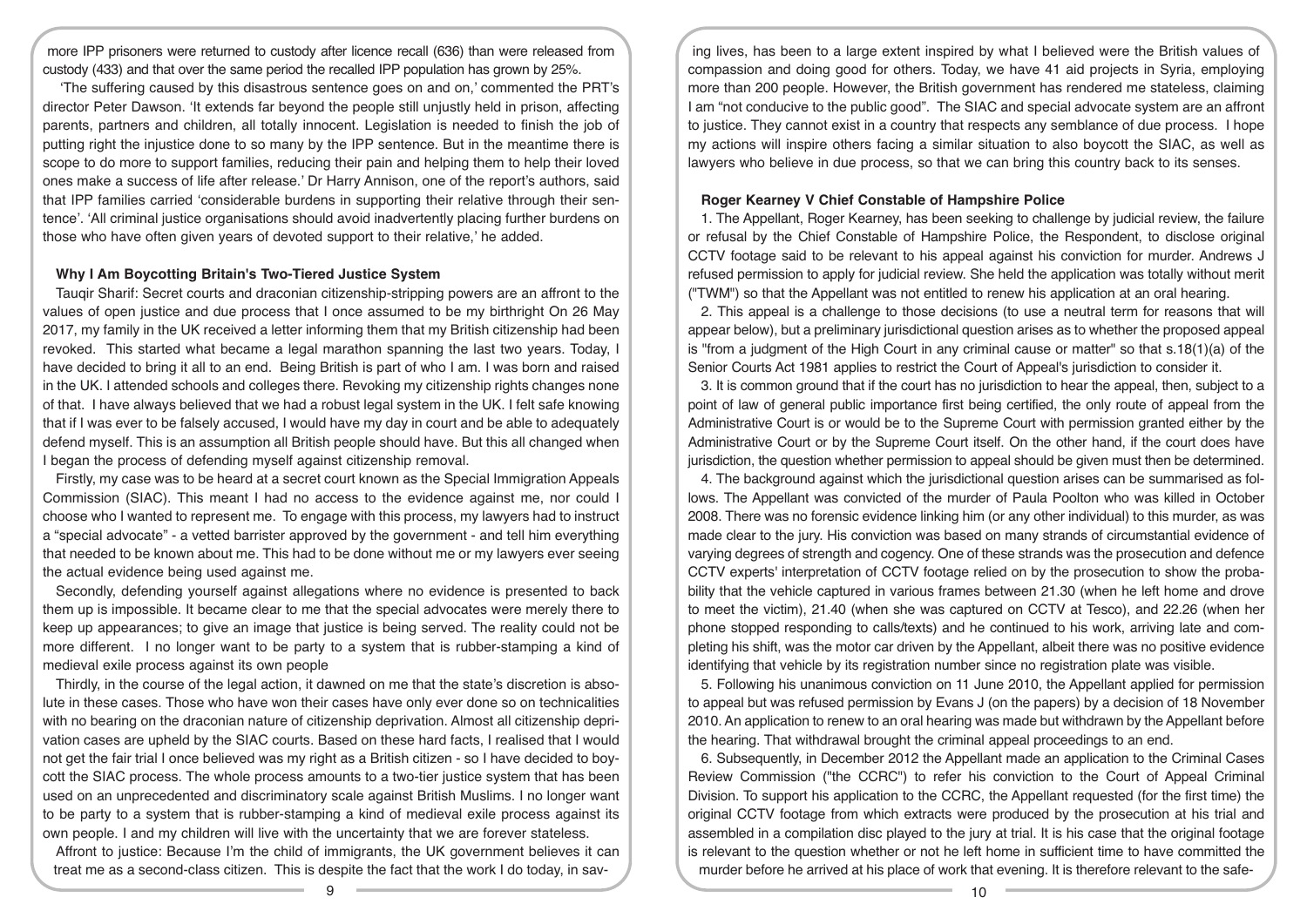more IPP prisoners were returned to custody after licence recall (636) than were released from custody (433) and that over the same period the recalled IPP population has grown by 25%.

'The suffering caused by this disastrous sentence goes on and on,' commented the PRT's director Peter Dawson. 'It extends far beyond the people still unjustly held in prison, affecting parents, partners and children, all totally innocent. Legislation is needed to finish the job of putting right the injustice done to so many by the IPP sentence. But in the meantime there is scope to do more to support families, reducing their pain and helping them to help their loved ones make a success of life after release.' Dr Harry Annison, one of the report's authors, said that IPP families carried 'considerable burdens in supporting their relative through their sentence'. 'All criminal justice organisations should avoid inadvertently placing further burdens on those who have often given years of devoted support to their relative,' he added.

**Why I Am Boycotting Britain's Two-Tiered Justice System**

Tauqir Sharif: Secret courts and draconian citizenship-stripping powers are an affront to the values of open justice and due process that I once assumed to be my birthright On 26 May 2017, my family in the UK received a letter informing them that my British citizenship had been revoked. This started what became a legal marathon spanning the last two years. Today, I have decided to bring it all to an end. Being British is part of who I am. I was born and raised in the UK. I attended schools and colleges there. Revoking my citizenship rights changes none of that. I have always believed that we had a robust legal system in the UK. I felt safe knowing that if I was ever to be falsely accused, I would have my day in court and be able to adequately defend myself. This is an assumption all British people should have. But this all changed when I began the process of defending myself against citizenship removal.

Firstly, my case was to be heard at a secret court known as the Special Immigration Appeals Commission (SIAC). This meant I had no access to the evidence against me, nor could I choose who I wanted to represent me. To engage with this process, my lawyers had to instruct a "special advocate" - a vetted barrister approved by the government - and tell him everything that needed to be known about me. This had to be done without me or my lawyers ever seeing the actual evidence being used against me.

Secondly, defending yourself against allegations where no evidence is presented to back them up is impossible. It became clear to me that the special advocates were merely there to keep up appearances; to give an image that justice is being served. The reality could not be more different. I no longer want to be party to a system that is rubber-stamping a kind of medieval exile process against its own people

Thirdly, in the course of the legal action, it dawned on me that the state's discretion is absolute in these cases. Those who have won their cases have only ever done so on technicalities with no bearing on the draconian nature of citizenship deprivation. Almost all citizenship deprivation cases are upheld by the SIAC courts. Based on these hard facts, I realised that I would not get the fair trial I once believed was my right as a British citizen - so I have decided to boycott the SIAC process. The whole process amounts to a two-tier justice system that has been used on an unprecedented and discriminatory scale against British Muslims. I no longer want to be party to a system that is rubber-stamping a kind of medieval exile process against its own people. I and my children will live with the uncertainty that we are forever stateless.

Affront to justice: Because I'm the child of immigrants, the UK government believes it can treat me as a second-class citizen. This is despite the fact that the work I do today, in saving lives, has been to a large extent inspired by what I believed were the British values of compassion and doing good for others. Today, we have 41 aid projects in Syria, employing more than 200 people. However, the British government has rendered me stateless, claiming I am "not conducive to the public good". The SIAC and special advocate system are an affront to justice. They cannot exist in a country that respects any semblance of due process. I hope my actions will inspire others facing a similar situation to also boycott the SIAC, as well as lawyers who believe in due process, so that we can bring this country back to its senses.

**Roger Kearney V Chief Constable of Hampshire Police**

1. The Appellant, Roger Kearney, has been seeking to challenge by judicial review, the failure or refusal by the Chief Constable of Hampshire Police, the Respondent, to disclose original CCTV footage said to be relevant to his appeal against his conviction for murder. Andrews J refused permission to apply for judicial review. She held the application was totally without merit ("TWM") so that the Appellant was not entitled to renew his application at an oral hearing.

2. This appeal is a challenge to those decisions (to use a neutral term for reasons that will appear below), but a preliminary jurisdictional question arises as to whether the proposed appeal is "from a judgment of the High Court in any criminal cause or matter" so that s.18(1)(a) of the Senior Courts Act 1981 applies to restrict the Court of Appeal's jurisdiction to consider it.

3. It is common ground that if the court has no jurisdiction to hear the appeal, then, subject to a point of law of general public importance first being certified, the only route of appeal from the Administrative Court is or would be to the Supreme Court with permission granted either by the Administrative Court or by the Supreme Court itself. On the other hand, if the court does have jurisdiction, the question whether permission to appeal should be given must then be determined.

4. The background against which the jurisdictional question arises can be summarised as follows. The Appellant was convicted of the murder of Paula Poolton who was killed in October 2008. There was no forensic evidence linking him (or any other individual) to this murder, as was made clear to the jury. His conviction was based on many strands of circumstantial evidence of varying degrees of strength and cogency. One of these strands was the prosecution and defence CCTV experts' interpretation of CCTV footage relied on by the prosecution to show the probability that the vehicle captured in various frames between 21.30 (when he left home and drove to meet the victim), 21.40 (when she was captured on CCTV at Tesco), and 22.26 (when her phone stopped responding to calls/texts) and he continued to his work, arriving late and completing his shift, was the motor car driven by the Appellant, albeit there was no positive evidence identifying that vehicle by its registration number since no registration plate was visible.

5. Following his unanimous conviction on 11 June 2010, the Appellant applied for permission to appeal but was refused permission by Evans J (on the papers) by a decision of 18 November 2010. An application to renew to an oral hearing was made but withdrawn by the Appellant before the hearing. That withdrawal brought the criminal appeal proceedings to an end.

6. Subsequently, in December 2012 the Appellant made an application to the Criminal Cases Review Commission ("the CCRC") to refer his conviction to the Court of Appeal Criminal Division. To support his application to the CCRC, the Appellant requested (for the first time) the original CCTV footage from which extracts were produced by the prosecution at his trial and assembled in a compilation disc played to the jury at trial. It is his case that the original footage is relevant to the question whether or not he left home in sufficient time to have committed the murder before he arrived at his place of work that evening. It is therefore relevant to the safe-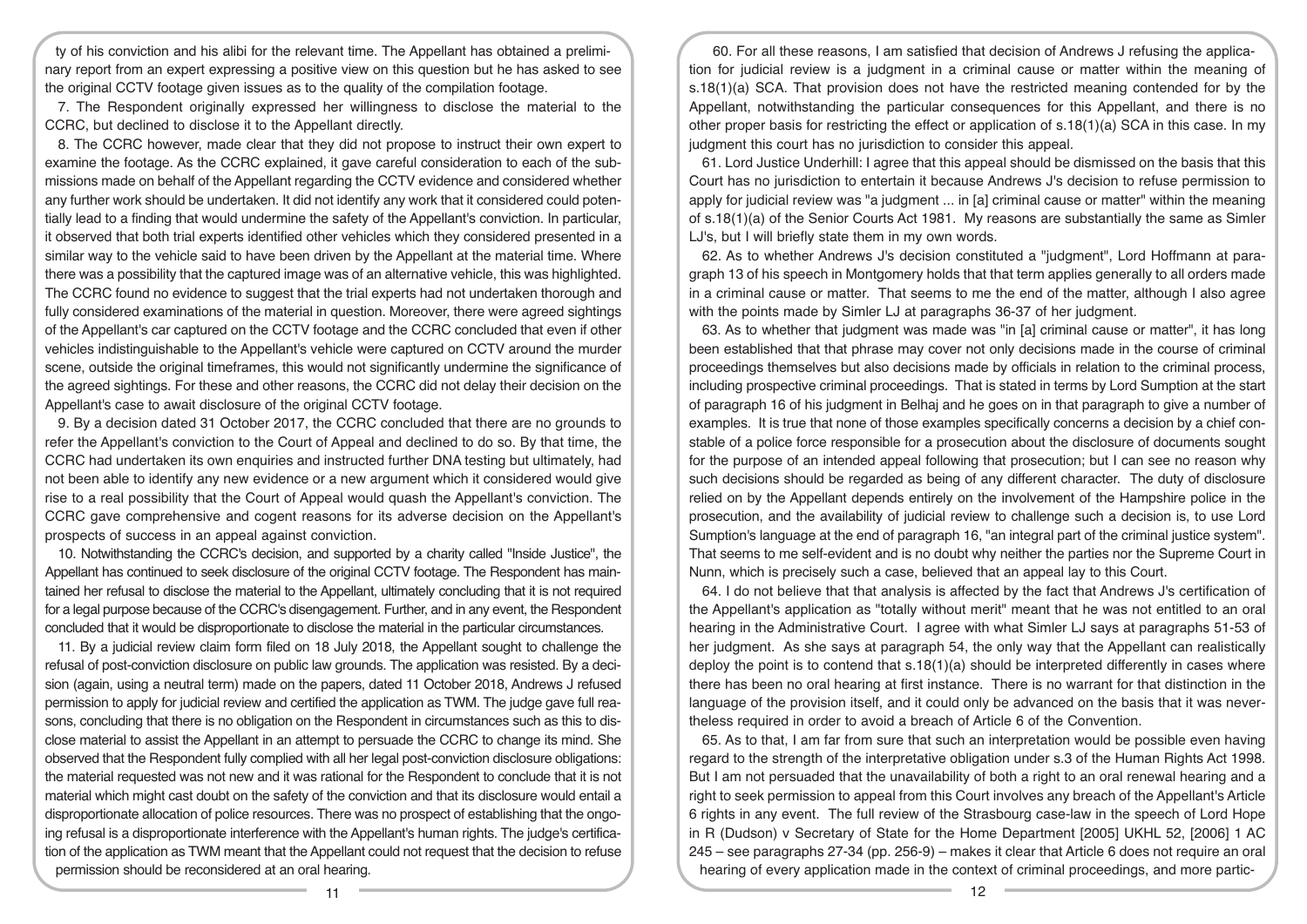ty of his conviction and his alibi for the relevant time. The Appellant has obtained a preliminary report from an expert expressing a positive view on this question but he has asked to see the original CCTV footage given issues as to the quality of the compilation footage.

7. The Respondent originally expressed her willingness to disclose the material to the CCRC, but declined to disclose it to the Appellant directly.

8. The CCRC however, made clear that they did not propose to instruct their own expert to examine the footage. As the CCRC explained, it gave careful consideration to each of the submissions made on behalf of the Appellant regarding the CCTV evidence and considered whether any further work should be undertaken. It did not identify any work that it considered could potentially lead to a finding that would undermine the safety of the Appellant's conviction. In particular, it observed that both trial experts identified other vehicles which they considered presented in a similar way to the vehicle said to have been driven by the Appellant at the material time. Where there was a possibility that the captured image was of an alternative vehicle, this was highlighted. The CCRC found no evidence to suggest that the trial experts had not undertaken thorough and fully considered examinations of the material in question. Moreover, there were agreed sightings of the Appellant's car captured on the CCTV footage and the CCRC concluded that even if other vehicles indistinguishable to the Appellant's vehicle were captured on CCTV around the murder scene, outside the original timeframes, this would not significantly undermine the significance of the agreed sightings. For these and other reasons, the CCRC did not delay their decision on the Appellant's case to await disclosure of the original CCTV footage.

9. By a decision dated 31 October 2017, the CCRC concluded that there are no grounds to refer the Appellant's conviction to the Court of Appeal and declined to do so. By that time, the CCRC had undertaken its own enquiries and instructed further DNA testing but ultimately, had not been able to identify any new evidence or a new argument which it considered would give rise to a real possibility that the Court of Appeal would quash the Appellant's conviction. The CCRC gave comprehensive and cogent reasons for its adverse decision on the Appellant's prospects of success in an appeal against conviction.

10. Notwithstanding the CCRC's decision, and supported by a charity called "Inside Justice", the Appellant has continued to seek disclosure of the original CCTV footage. The Respondent has maintained her refusal to disclose the material to the Appellant, ultimately concluding that it is not required for a legal purpose because of the CCRC's disengagement. Further, and in any event, the Respondent concluded that it would be disproportionate to disclose the material in the particular circumstances.

11. By a judicial review claim form filed on 18 July 2018, the Appellant sought to challenge the refusal of post-conviction disclosure on public law grounds. The application was resisted. By a decision (again, using a neutral term) made on the papers, dated 11 October 2018, Andrews J refused permission to apply for judicial review and certified the application as TWM. The judge gave full reasons, concluding that there is no obligation on the Respondent in circumstances such as this to disclose material to assist the Appellant in an attempt to persuade the CCRC to change its mind. She observed that the Respondent fully complied with all her legal post-conviction disclosure obligations: the material requested was not new and it was rational for the Respondent to conclude that it is not material which might cast doubt on the safety of the conviction and that its disclosure would entail a disproportionate allocation of police resources. There was no prospect of establishing that the ongoing refusal is a disproportionate interference with the Appellant's human rights. The judge's certification of the application as TWM meant that the Appellant could not request that the decision to refuse permission should be reconsidered at an oral hearing.

60. For all these reasons, I am satisfied that decision of Andrews J refusing the application for judicial review is a judgment in a criminal cause or matter within the meaning of s.18(1)(a) SCA. That provision does not have the restricted meaning contended for by the Appellant, notwithstanding the particular consequences for this Appellant, and there is no other proper basis for restricting the effect or application of s.18(1)(a) SCA in this case. In my judgment this court has no jurisdiction to consider this appeal.

61. Lord Justice Underhill: I agree that this appeal should be dismissed on the basis that this Court has no jurisdiction to entertain it because Andrews J's decision to refuse permission to apply for judicial review was "a judgment ... in [a] criminal cause or matter" within the meaning of s.18(1)(a) of the Senior Courts Act 1981. My reasons are substantially the same as Simler LJ's, but I will briefly state them in my own words.

62. As to whether Andrews J's decision constituted a "judgment", Lord Hoffmann at paragraph 13 of his speech in Montgomery holds that that term applies generally to all orders made in a criminal cause or matter. That seems to me the end of the matter, although I also agree with the points made by Simler LJ at paragraphs 36-37 of her judgment.

63. As to whether that judgment was made was "in [a] criminal cause or matter", it has long been established that that phrase may cover not only decisions made in the course of criminal proceedings themselves but also decisions made by officials in relation to the criminal process, including prospective criminal proceedings. That is stated in terms by Lord Sumption at the start of paragraph 16 of his judgment in Belhaj and he goes on in that paragraph to give a number of examples. It is true that none of those examples specifically concerns a decision by a chief constable of a police force responsible for a prosecution about the disclosure of documents sought for the purpose of an intended appeal following that prosecution; but I can see no reason why such decisions should be regarded as being of any different character. The duty of disclosure relied on by the Appellant depends entirely on the involvement of the Hampshire police in the prosecution, and the availability of judicial review to challenge such a decision is, to use Lord Sumption's language at the end of paragraph 16, "an integral part of the criminal justice system". That seems to me self-evident and is no doubt why neither the parties nor the Supreme Court in Nunn, which is precisely such a case, believed that an appeal lay to this Court.

64. I do not believe that that analysis is affected by the fact that Andrews J's certification of the Appellant's application as "totally without merit" meant that he was not entitled to an oral hearing in the Administrative Court. I agree with what Simler LJ says at paragraphs 51-53 of her judgment. As she says at paragraph 54, the only way that the Appellant can realistically deploy the point is to contend that s.18(1)(a) should be interpreted differently in cases where there has been no oral hearing at first instance. There is no warrant for that distinction in the language of the provision itself, and it could only be advanced on the basis that it was nevertheless required in order to avoid a breach of Article 6 of the Convention.

65. As to that, I am far from sure that such an interpretation would be possible even having regard to the strength of the interpretative obligation under s.3 of the Human Rights Act 1998. But I am not persuaded that the unavailability of both a right to an oral renewal hearing and a right to seek permission to appeal from this Court involves any breach of the Appellant's Article 6 rights in any event. The full review of the Strasbourg case-law in the speech of Lord Hope in R (Dudson) v Secretary of State for the Home Department [2005] UKHL 52, [2006] 1 AC 245 – see paragraphs 27-34 (pp. 256-9) – makes it clear that Article 6 does not require an oral hearing of every application made in the context of criminal proceedings, and more partic-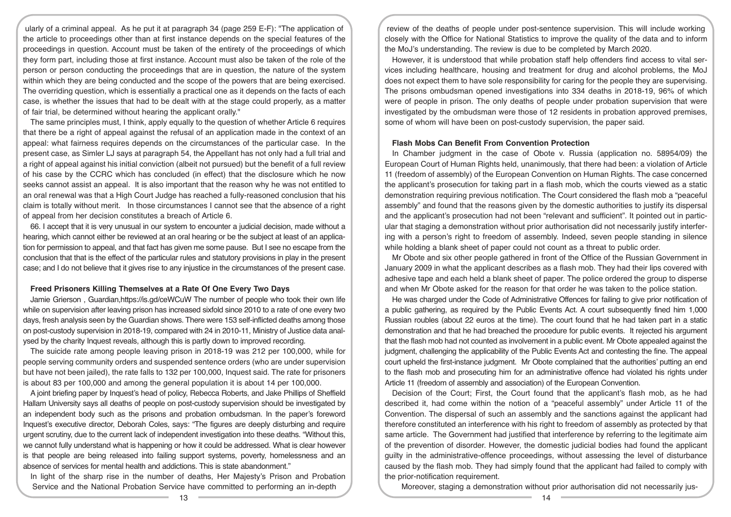ularly of a criminal appeal. As he put it at paragraph 34 (page 259 E-F): "The application of the article to proceedings other than at first instance depends on the special features of the proceedings in question. Account must be taken of the entirety of the proceedings of which they form part, including those at first instance. Account must also be taken of the role of the person or person conducting the proceedings that are in question, the nature of the system within which they are being conducted and the scope of the powers that are being exercised. The overriding question, which is essentially a practical one as it depends on the facts of each case, is whether the issues that had to be dealt with at the stage could properly, as a matter of fair trial, be determined without hearing the applicant orally."

The same principles must, I think, apply equally to the question of whether Article 6 requires that there be a right of appeal against the refusal of an application made in the context of an appeal: what fairness requires depends on the circumstances of the particular case. In the present case, as Simler LJ says at paragraph 54, the Appellant has not only had a full trial and a right of appeal against his initial conviction (albeit not pursued) but the benefit of a full review of his case by the CCRC which has concluded (in effect) that the disclosure which he now seeks cannot assist an appeal. It is also important that the reason why he was not entitled to an oral renewal was that a High Court Judge has reached a fully-reasoned conclusion that his claim is totally without merit. In those circumstances I cannot see that the absence of a right of appeal from her decision constitutes a breach of Article 6.

66. I accept that it is very unusual in our system to encounter a judicial decision, made without a hearing, which cannot either be reviewed at an oral hearing or be the subject at least of an application for permission to appeal, and that fact has given me some pause. But I see no escape from the conclusion that that is the effect of the particular rules and statutory provisions in play in the present case; and I do not believe that it gives rise to any injustice in the circumstances of the present case.

### Freed Prisoners Killing Themselves at a Rate Of One Every Two Days

Jamie Grierson , Guardian,https://is.gd/ceWCuW The number of people who took their own life while on supervision after leaving prison has increased sixfold since 2010 to a rate of one every two days, fresh analysis seen by the Guardian shows. There were 153 self-inflicted deaths among those on post-custody supervision in 2018-19, compared with 24 in 2010-11, Ministry of Justice data analysed by the charity Inquest reveals, although this is partly down to improved recording.

The suicide rate among people leaving prison in 2018-19 was 212 per 100,000, while for people serving community orders and suspended sentence orders (who are under supervision but have not been jailed), the rate falls to 132 per 100,000, Inquest said. The rate for prisoners is about 83 per 100,000 and among the general population it is about 14 per 100,000.

A joint briefing paper by Inquest's head of policy, Rebecca Roberts, and Jake Phillips of Sheffield Hallam University says all deaths of people on post-custody supervision should be investigated by an independent body such as the prisons and probation ombudsman. In the paper's foreword Inquest's executive director, Deborah Coles, says: "The figures are deeply disturbing and require urgent scrutiny, due to the current lack of independent investigation into these deaths. "Without this, we cannot fully understand what is happening or how it could be addressed. What is clear however is that people are being released into failing support systems, poverty, homelessness and an absence of services for mental health and addictions. This is state abandonment."

In light of the sharp rise in the number of deaths, Her Majesty's Prison and Probation Service and the National Probation Service have committed to performing an in-depth review of the deaths of people under post-sentence supervision. This will include working closely with the Office for National Statistics to improve the quality of the data and to inform the MoJ's understanding. The review is due to be completed by March 2020.

However, it is understood that while probation staff help offenders find access to vital services including healthcare, housing and treatment for drug and alcohol problems, the MoJ does not expect them to have sole responsibility for caring for the people they are supervising. The prisons ombudsman opened investigations into 334 deaths in 2018-19, 96% of which were of people in prison. The only deaths of people under probation supervision that were investigated by the ombudsman were those of 12 residents in probation approved premises, some of whom will have been on post-custody supervision, the paper said.

### Flash Mobs Can Benefit From Convention Protection

In Chamber judgment in the case of Obote v. Russia (application no. 58954/09) the European Court of Human Rights held, unanimously, that there had been: a violation of Article 11 (freedom of assembly) of the European Convention on Human Rights. The case concerned the applicant's prosecution for taking part in a flash mob, which the courts viewed as a static demonstration requiring previous notification. The Court considered the flash mob a "peaceful assembly" and found that the reasons given by the domestic authorities to justify its dispersal and the applicant's prosecution had not been "relevant and sufficient". It pointed out in particular that staging a demonstration without prior authorisation did not necessarily justify interfering with a person's right to freedom of assembly. Indeed, seven people standing in silence while holding a blank sheet of paper could not count as a threat to public order.

Mr Obote and six other people gathered in front of the Office of the Russian Government in January 2009 in what the applicant describes as a flash mob. They had their lips covered with adhesive tape and each held a blank sheet of paper. The police ordered the group to disperse and when Mr Obote asked for the reason for that order he was taken to the police station.

He was charged under the Code of Administrative Offences for failing to give prior notification of a public gathering, as required by the Public Events Act. A court subsequently fined him 1,000 Russian roubles (about 22 euros at the time). The court found that he had taken part in a static demonstration and that he had breached the procedure for public events. It rejected his argument that the flash mob had not counted as involvement in a public event. Mr Obote appealed against the judgment, challenging the applicability of the Public Events Act and contesting the fine. The appeal court upheld the first-instance judgment. Mr Obote complained that the authorities' putting an end to the flash mob and prosecuting him for an administrative offence had violated his rights under Article 11 (freedom of assembly and association) of the European Convention.

Decision of the Court; First, the Court found that the applicant's flash mob, as he had described it, had come within the notion of a "peaceful assembly" under Article 11 of the Convention. The dispersal of such an assembly and the sanctions against the applicant had therefore constituted an interference with his right to freedom of assembly as protected by that same article. The Government had justified that interference by referring to the legitimate aim of the prevention of disorder. However, the domestic judicial bodies had found the applicant guilty in the administrative-offence proceedings, without assessing the level of disturbance caused by the flash mob. They had simply found that the applicant had failed to comply with the prior-notification requirement.

Moreover, staging a demonstration without prior authorisation did not necessarily jus-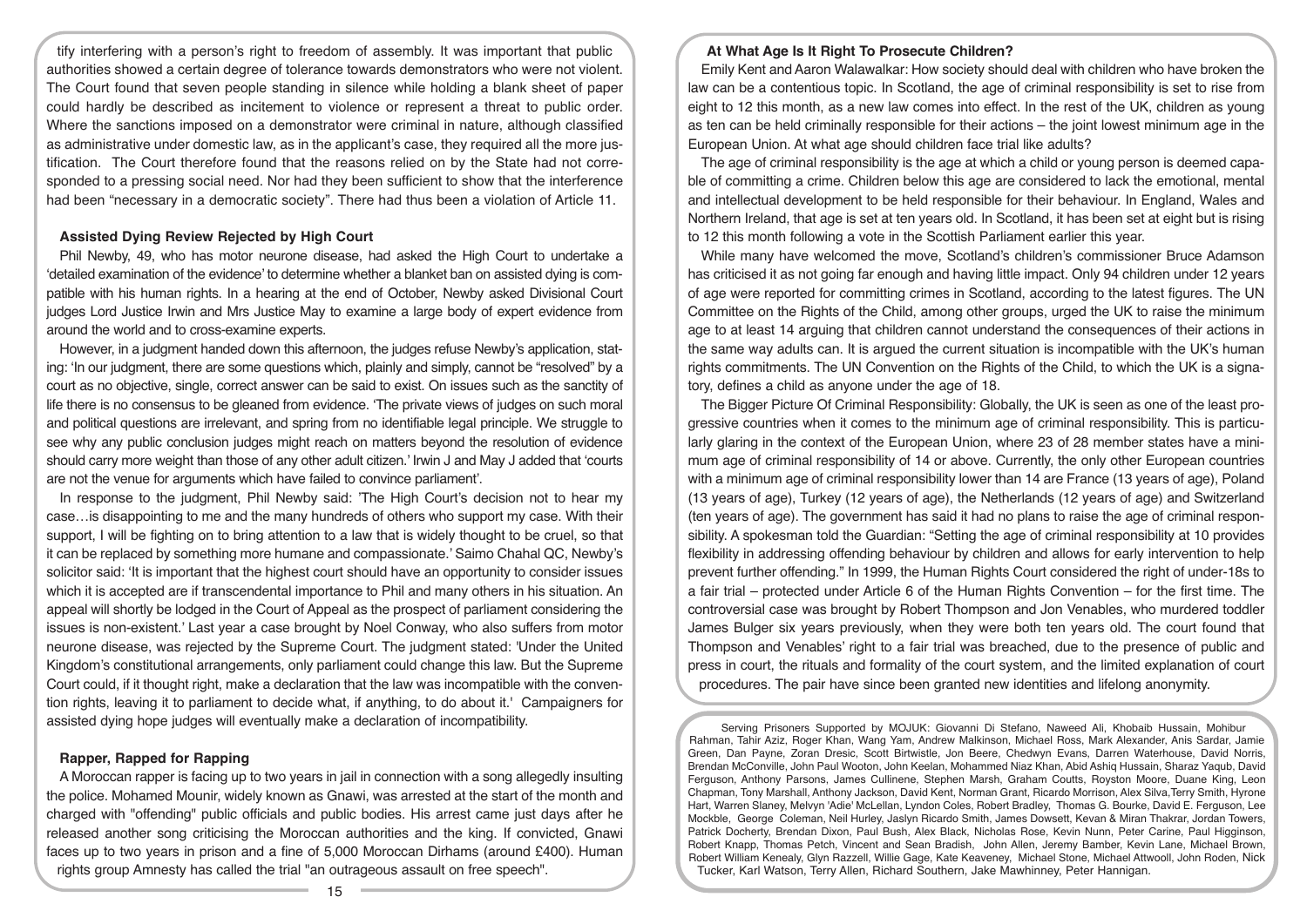tify interfering with a person's right to freedom of assembly. It was important that public authorities showed a certain degree of tolerance towards demonstrators who were not violent. The Court found that seven people standing in silence while holding a blank sheet of paper could hardly be described as incitement to violence or represent a threat to public order. Where the sanctions imposed on a demonstrator were criminal in nature, although classified as administrative under domestic law, as in the applicant's case, they required all the more justification. The Court therefore found that the reasons relied on by the State had not corresponded to a pressing social need. Nor had they been sufficient to show that the interference had been "necessary in a democratic society". There had thus been a violation of Article 11.

**Assisted Dying Review Rejected by High Court**

Phil Newby, 49, who has motor neurone disease, had asked the High Court to undertake a 'detailed examination of the evidence' to determine whether a blanket ban on assisted dying is compatible with his human rights. In a hearing at the end of October, Newby asked Divisional Court judges Lord Justice Irwin and Mrs Justice May to examine a large body of expert evidence from around the world and to cross-examine experts.

However, in a judgment handed down this afternoon, the judges refuse Newby's application, stating: 'In our judgment, there are some questions which, plainly and simply, cannot be "resolved" by a court as no objective, single, correct answer can be said to exist. On issues such as the sanctity of life there is no consensus to be gleaned from evidence. 'The private views of judges on such moral and political questions are irrelevant, and spring from no identifiable legal principle. We struggle to see why any public conclusion judges might reach on matters beyond the resolution of evidence should carry more weight than those of any other adult citizen.' Irwin J and May J added that 'courts are not the venue for arguments which have failed to convince parliament'.

In response to the judgment, Phil Newby said: 'The High Court's decision not to hear my case…is disappointing to me and the many hundreds of others who support my case. With their support, I will be fighting on to bring attention to a law that is widely thought to be cruel, so that it can be replaced by something more humane and compassionate.' Saimo Chahal QC, Newby's solicitor said: 'It is important that the highest court should have an opportunity to consider issues which it is accepted are if transcendental importance to Phil and many others in his situation. An appeal will shortly be lodged in the Court of Appeal as the prospect of parliament considering the issues is non-existent.' Last year a case brought by Noel Conway, who also suffers from motor neurone disease, was rejected by the Supreme Court. The judgment stated: 'Under the United Kingdom's constitutional arrangements, only parliament could change this law. But the Supreme Court could, if it thought right, make a declaration that the law was incompatible with the convention rights, leaving it to parliament to decide what, if anything, to do about it.' Campaigners for assisted dying hope judges will eventually make a declaration of incompatibility.

**Rapper, Rapped for Rapping**

A Moroccan rapper is facing up to two years in jail in connection with a song allegedly insulting the police. Mohamed Mounir, widely known as Gnawi, was arrested at the start of the month and charged with "offending" public officials and public bodies. His arrest came just days after he released another song criticising the Moroccan authorities and the king. If convicted, Gnawi faces up to two years in prison and a fine of 5,000 Moroccan Dirhams (around £400). Human rights group Amnesty has called the trial "an outrageous assault on free speech".

**At What Age Is It Right To Prosecute Children?**

Emily Kent and Aaron Walawalkar: How society should deal with children who have broken the law can be a contentious topic. In Scotland, the age of criminal responsibility is set to rise from eight to 12 this month, as a new law comes into effect. In the rest of the UK, children as young as ten can be held criminally responsible for their actions – the joint lowest minimum age in the European Union. At what age should children face trial like adults?

The age of criminal responsibility is the age at which a child or young person is deemed capable of committing a crime. Children below this age are considered to lack the emotional, mental and intellectual development to be held responsible for their behaviour. In England, Wales and Northern Ireland, that age is set at ten years old. In Scotland, it has been set at eight but is rising to 12 this month following a vote in the Scottish Parliament earlier this year.

While many have welcomed the move, Scotland's children's commissioner Bruce Adamson has criticised it as not going far enough and having little impact. Only 94 children under 12 years of age were reported for committing crimes in Scotland, according to the latest figures. The UN Committee on the Rights of the Child, among other groups, urged the UK to raise the minimum age to at least 14 arguing that children cannot understand the consequences of their actions in the same way adults can. It is argued the current situation is incompatible with the UK's human rights commitments. The UN Convention on the Rights of the Child, to which the UK is a signatory, defines a child as anyone under the age of 18.

The Bigger Picture Of Criminal Responsibility: Globally, the UK is seen as one of the least progressive countries when it comes to the minimum age of criminal responsibility. This is particularly glaring in the context of the European Union, where 23 of 28 member states have a minimum age of criminal responsibility of 14 or above. Currently, the only other European countries with a minimum age of criminal responsibility lower than 14 are France (13 years of age), Poland (13 years of age), Turkey (12 years of age), the Netherlands (12 years of age) and Switzerland (ten years of age). The government has said it had no plans to raise the age of criminal responsibility. A spokesman told the Guardian: "Setting the age of criminal responsibility at 10 provides flexibility in addressing offending behaviour by children and allows for early intervention to help prevent further offending." In 1999, the Human Rights Court considered the right of under-18s to a fair trial – protected under Article 6 of the Human Rights Convention – for the first time. The controversial case was brought by Robert Thompson and Jon Venables, who murdered toddler James Bulger six years previously, when they were both ten years old. The court found that Thompson and Venables' right to a fair trial was breached, due to the presence of public and press in court, the rituals and formality of the court system, and the limited explanation of court procedures. The pair have since been granted new identities and lifelong anonymity.

Serving Prisoners Supported by MOJUK: Giovanni Di Stefano, Naweed Ali, Khobaib Hussain, Mohibur Rahman, Tahir Aziz, Roger Khan, Wang Yam, Andrew Malkinson, Michael Ross, Mark Alexander, Anis Sardar, Jamie Green, Dan Payne, Zoran Dresic, Scott Birtwistle, Jon Beere, Chedwyn Evans, Darren Waterhouse, David Norris, Brendan McConville, John Paul Wooton, John Keelan, Mohammed Niaz Khan, Abid Ashiq Hussain, Sharaz Yaqub, David Ferguson, Anthony Parsons, James Cullinene, Stephen Marsh, Graham Coutts, Royston Moore, Duane King, Leon Chapman, Tony Marshall, Anthony Jackson, David Kent, Norman Grant, Ricardo Morrison, Alex Silva, Terry Smith, Hyrone Hart, Warren Slaney, Melvyn 'Adie' McLellan, Lyndon Coles, Robert Bradley, Thomas G. Bourke, David E. Ferguson, Lee Mockble, George Coleman, Neil Hurley, Jaslyn Ricardo Smith, James Dowsett, Kevan & Miran Thakrar, Jordan Towers, Patrick Docherty, Brendan Dixon, Paul Bush, Alex Black, Nicholas Rose, Kevin Nunn, Peter Carine, Paul Higginson, Robert Knapp, Thomas Petch, Vincent and Sean Bradish, John Allen, Jeremy Bamber, Kevin Lane, Michael Brown, Robert William Kenealy, Glyn Razzell, Willie Gage, Kate Keaveney, Michael Stone, Michael Attwooll, John Roden, Nick Tucker, Karl Watson, Terry Allen, Richard Southern, Jake Mawhinney, Peter Hannigan.